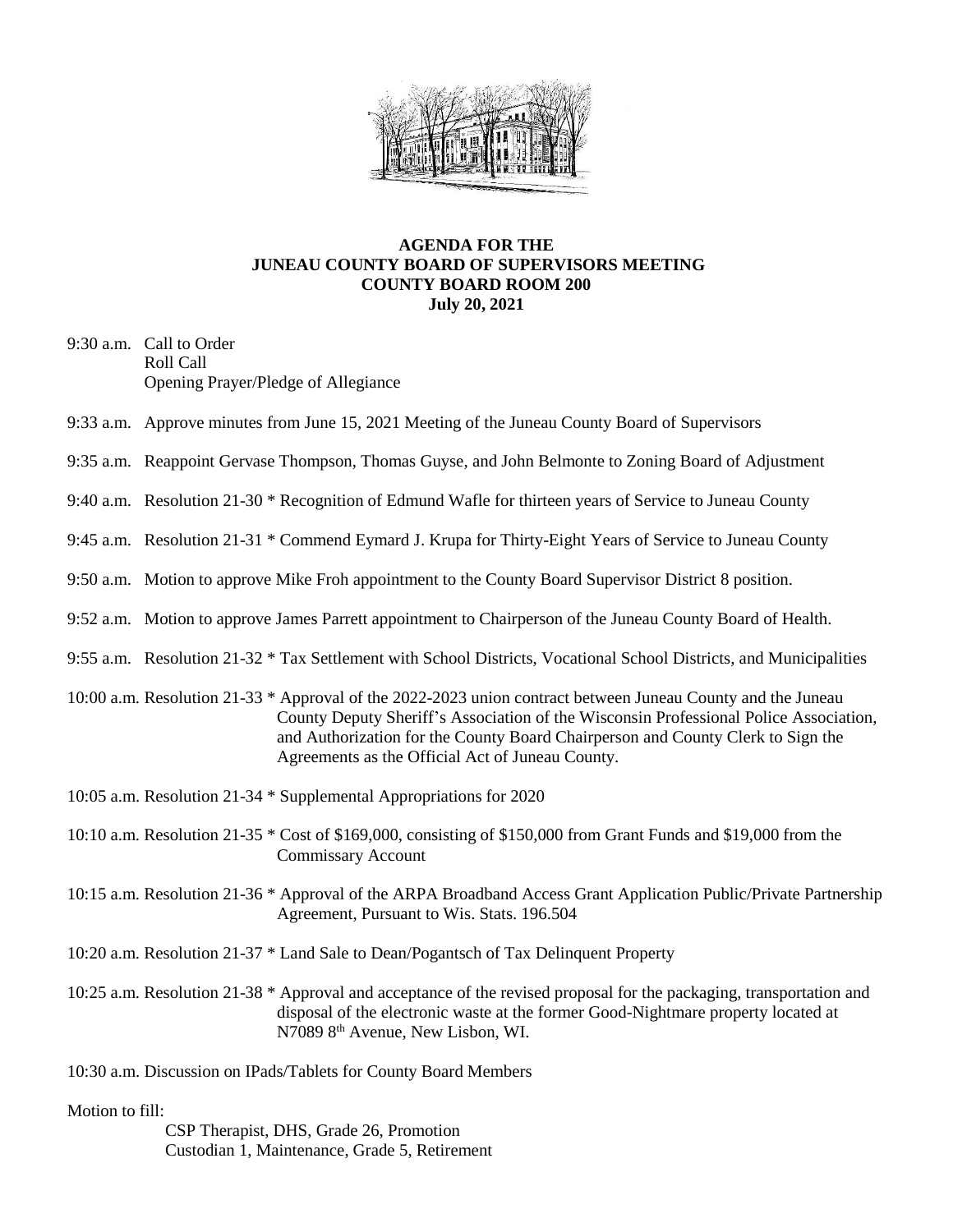# AGENDA FOR THE JUNEAU COUNTY BOARD OF SUPERVISORS MEETING COUNTY BOARD ROOM 200 July 20, 2021

9:30 a.m. Call to Order
Roll Call
Opening Prayer/Pledge of Allegiance

9:33 a.m. Approve minutes from June 15, 2021 Meeting of the Juneau County Board of Supervisors

9:35 a.m. Reappoint Gervase Thompson, Thomas Guyse, and John Belmonte to Zoning Board of Adjustment

9:40 a.m. Resolution 21-30 * Recognition of Edmund Wafle for thirteen years of Service to Juneau County

9:45 a.m. Resolution 21-31 * Commend Eymard J. Krupa for Thirty-Eight Years of Service to Juneau County

9:50 a.m. Motion to approve Mike Froh appointment to the County Board Supervisor District 8 position.

9:52 a.m. Motion to approve James Parrett appointment to Chairperson of the Juneau County Board of Health.

9:55 a.m. Resolution 21-32 * Tax Settlement with School Districts, Vocational School Districts, and Municipalities

10:00 a.m. Resolution 21-33 * Approval of the 2022-2023 union contract between Juneau County and the Juneau County Deputy Sheriff's Association of the Wisconsin Professional Police Association, and Authorization for the County Board Chairperson and County Clerk to Sign the Agreements as the Official Act of Juneau County.

10:05 a.m. Resolution 21-34 * Supplemental Appropriations for 2020

10:10 a.m. Resolution 21-35 * Cost of $169,000, consisting of $150,000 from Grant Funds and $19,000 from the Commissary Account

10:15 a.m. Resolution 21-36 * Approval of the ARPA Broadband Access Grant Application Public/Private Partnership Agreement, Pursuant to Wis. Stats. 196.504

10:20 a.m. Resolution 21-37 * Land Sale to Dean/Pogantsch of Tax Delinquent Property

10:25 a.m. Resolution 21-38 * Approval and acceptance of the revised proposal for the packaging, transportation and disposal of the electronic waste at the former Good-Nightmare property located at N7089 8th Avenue, New Lisbon, WI.

10:30 a.m. Discussion on IPads/Tablets for County Board Members

Motion to fill:

CSP Therapist, DHS, Grade 26, Promotion
Custodian 1, Maintenance, Grade 5, Retirement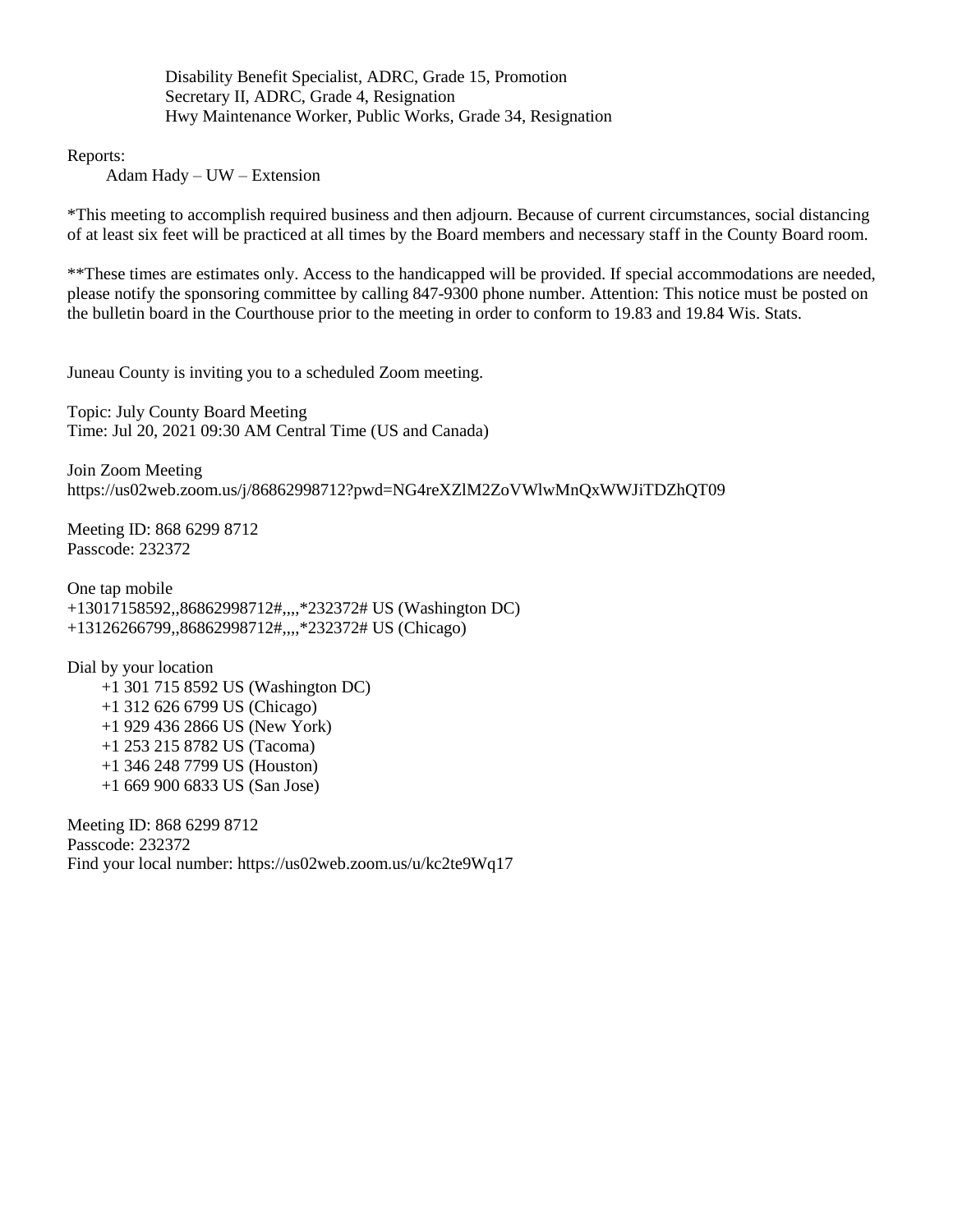Disability Benefit Specialist, ADRC, Grade 15, Promotion
Secretary II, ADRC, Grade 4, Resignation
Hwy Maintenance Worker, Public Works, Grade 34, Resignation

Reports:

Adam Hady – UW – Extension

*This meeting to accomplish required business and then adjourn. Because of current circumstances, social distancing of at least six feet will be practiced at all times by the Board members and necessary staff in the County Board room.

**These times are estimates only. Access to the handicapped will be provided. If special accommodations are needed, please notify the sponsoring committee by calling 847-9300 phone number. Attention: This notice must be posted on the bulletin board in the Courthouse prior to the meeting in order to conform to 19.83 and 19.84 Wis. Stats.

Juneau County is inviting you to a scheduled Zoom meeting.

Topic: July County Board Meeting
Time: Jul 20, 2021 09:30 AM Central Time (US and Canada)

Join Zoom Meeting
https://us02web.zoom.us/j/86862998712?pwd=NG4reXZlM2ZoVWlwMnQxWWJiTDZhQT09

Meeting ID: 868 6299 8712
Passcode: 232372

One tap mobile
+13017158592,,86862998712#,,,,*232372# US (Washington DC)
+13126266799,,86862998712#,,,,*232372# US (Chicago)

Dial by your location

+1 301 715 8592 US (Washington DC)
+1 312 626 6799 US (Chicago)
+1 929 436 2866 US (New York)
+1 253 215 8782 US (Tacoma)
+1 346 248 7799 US (Houston)
+1 669 900 6833 US (San Jose)

Meeting ID: 868 6299 8712
Passcode: 232372
Find your local number: https://us02web.zoom.us/u/kc2te9Wq17